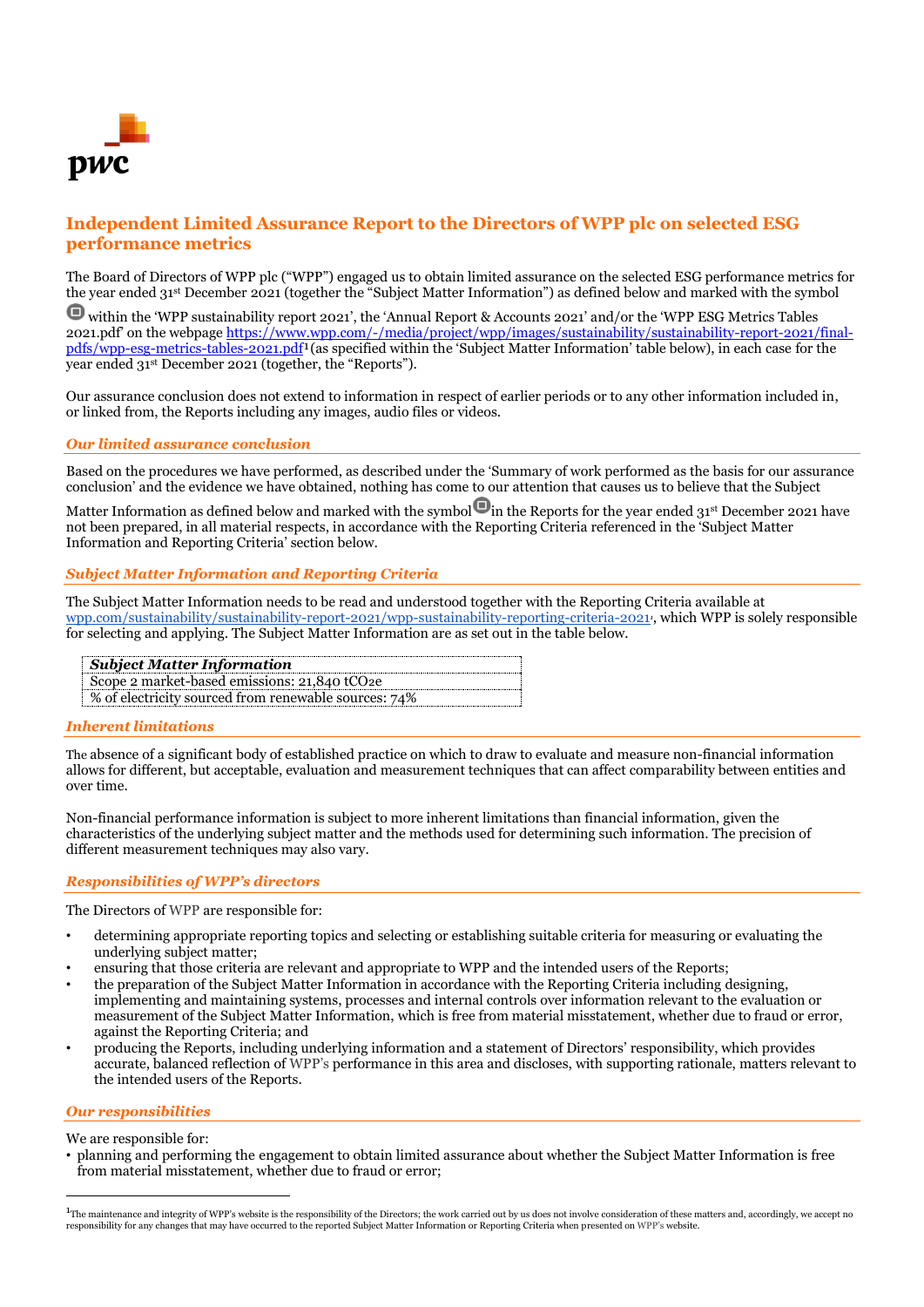# Independent Limited Assurance Report to the Directors of WPP plc on selected ESG performance metrics

The Board of Directors of WPP plc ("WPP") engaged us to obtain limited assurance on the selected ESG performance metrics for the year ended 31st December 2021 (together the "Subject Matter Information") as defined below and marked with the symbol ⊜ within the 'WPP sustainability report 2021', the 'Annual Report & Accounts 2021' and/or the 'WPP ESG Metrics Tables 2021.pdf' on the webpage https://www.wpp.com/-/media/project/wpp/images/sustainability/sustainability-report-2021/final-pdfs/wpp-esg-metrics-tables-2021.pdf[1] (as specified within the 'Subject Matter Information' table below), in each case for the year ended 31st December 2021 (together, the "Reports").

Our assurance conclusion does not extend to information in respect of earlier periods or to any other information included in, or linked from, the Reports including any images, audio files or videos.

## *Our limited assurance conclusion*

Based on the procedures we have performed, as described under the 'Summary of work performed as the basis for our assurance conclusion' and the evidence we have obtained, nothing has come to our attention that causes us to believe that the Subject Matter Information as defined below and marked with the symbol ⊜ in the Reports for the year ended 31st December 2021 have not been prepared, in all material respects, in accordance with the Reporting Criteria referenced in the 'Subject Matter Information and Reporting Criteria' section below.

## *Subject Matter Information and Reporting Criteria*

The Subject Matter Information needs to be read and understood together with the Reporting Criteria available at wpp.com/sustainability/sustainability-report-2021/wpp-sustainability-reporting-criteria-2021[1], which WPP is solely responsible for selecting and applying. The Subject Matter Information are as set out in the table below.

| *Subject Matter Information* |
|---|
| Scope 2 market-based emissions: 21,840 $tCO_2e$ |
| % of electricity sourced from renewable sources: 74% |

## *Inherent limitations*

The absence of a significant body of established practice on which to draw to evaluate and measure non-financial information allows for different, but acceptable, evaluation and measurement techniques that can affect comparability between entities and over time.

Non-financial performance information is subject to more inherent limitations than financial information, given the characteristics of the underlying subject matter and the methods used for determining such information. The precision of different measurement techniques may also vary.

## *Responsibilities of WPP's directors*

The Directors of WPP are responsible for:

- determining appropriate reporting topics and selecting or establishing suitable criteria for measuring or evaluating the underlying subject matter;
- ensuring that those criteria are relevant and appropriate to WPP and the intended users of the Reports;
- the preparation of the Subject Matter Information in accordance with the Reporting Criteria including designing, implementing and maintaining systems, processes and internal controls over information relevant to the evaluation or measurement of the Subject Matter Information, which is free from material misstatement, whether due to fraud or error, against the Reporting Criteria; and
- producing the Reports, including underlying information and a statement of Directors' responsibility, which provides accurate, balanced reflection of WPP's performance in this area and discloses, with supporting rationale, matters relevant to the intended users of the Reports.

## *Our responsibilities*

We are responsible for:

- planning and performing the engagement to obtain limited assurance about whether the Subject Matter Information is free from material misstatement, whether due to fraud or error;

[1] The maintenance and integrity of WPP's website is the responsibility of the Directors; the work carried out by us does not involve consideration of these matters and, accordingly, we accept no responsibility for any changes that may have occurred to the reported Subject Matter Information or Reporting Criteria when presented on WPP's website.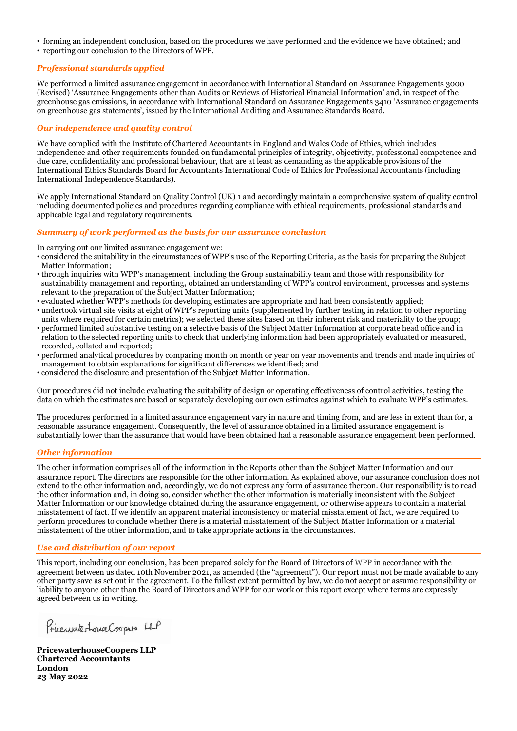- forming an independent conclusion, based on the procedures we have performed and the evidence we have obtained; and
- reporting our conclusion to the Directors of WPP.

### *Professional standards applied*

We performed a limited assurance engagement in accordance with International Standard on Assurance Engagements 3000 (Revised) 'Assurance Engagements other than Audits or Reviews of Historical Financial Information' and, in respect of the greenhouse gas emissions, in accordance with International Standard on Assurance Engagements 3410 'Assurance engagements on greenhouse gas statements', issued by the International Auditing and Assurance Standards Board.

### *Our independence and quality control*

We have complied with the Institute of Chartered Accountants in England and Wales Code of Ethics, which includes independence and other requirements founded on fundamental principles of integrity, objectivity, professional competence and due care, confidentiality and professional behaviour, that are at least as demanding as the applicable provisions of the International Ethics Standards Board for Accountants International Code of Ethics for Professional Accountants (including International Independence Standards).

We apply International Standard on Quality Control (UK) 1 and accordingly maintain a comprehensive system of quality control including documented policies and procedures regarding compliance with ethical requirements, professional standards and applicable legal and regulatory requirements.

### *Summary of work performed as the basis for our assurance conclusion*

In carrying out our limited assurance engagement we:

- considered the suitability in the circumstances of WPP's use of the Reporting Criteria, as the basis for preparing the Subject Matter Information;
- through inquiries with WPP's management, including the Group sustainability team and those with responsibility for sustainability management and reporting, obtained an understanding of WPP's control environment, processes and systems relevant to the preparation of the Subject Matter Information;
- evaluated whether WPP's methods for developing estimates are appropriate and had been consistently applied;
- undertook virtual site visits at eight of WPP's reporting units (supplemented by further testing in relation to other reporting units where required for certain metrics); we selected these sites based on their inherent risk and materiality to the group;
- performed limited substantive testing on a selective basis of the Subject Matter Information at corporate head office and in relation to the selected reporting units to check that underlying information had been appropriately evaluated or measured, recorded, collated and reported;
- performed analytical procedures by comparing month on month or year on year movements and trends and made inquiries of management to obtain explanations for significant differences we identified; and
- considered the disclosure and presentation of the Subject Matter Information.

Our procedures did not include evaluating the suitability of design or operating effectiveness of control activities, testing the data on which the estimates are based or separately developing our own estimates against which to evaluate WPP's estimates.

The procedures performed in a limited assurance engagement vary in nature and timing from, and are less in extent than for, a reasonable assurance engagement. Consequently, the level of assurance obtained in a limited assurance engagement is substantially lower than the assurance that would have been obtained had a reasonable assurance engagement been performed.

### *Other information*

The other information comprises all of the information in the Reports other than the Subject Matter Information and our assurance report. The directors are responsible for the other information. As explained above, our assurance conclusion does not extend to the other information and, accordingly, we do not express any form of assurance thereon. Our responsibility is to read the other information and, in doing so, consider whether the other information is materially inconsistent with the Subject Matter Information or our knowledge obtained during the assurance engagement, or otherwise appears to contain a material misstatement of fact. If we identify an apparent material inconsistency or material misstatement of fact, we are required to perform procedures to conclude whether there is a material misstatement of the Subject Matter Information or a material misstatement of the other information, and to take appropriate actions in the circumstances.

### *Use and distribution of our report*

This report, including our conclusion, has been prepared solely for the Board of Directors of WPP in accordance with the agreement between us dated 10th November 2021, as amended (the "agreement"). Our report must not be made available to any other party save as set out in the agreement. To the fullest extent permitted by law, we do not accept or assume responsibility or liability to anyone other than the Board of Directors and WPP for our work or this report except where terms are expressly agreed between us in writing.

PricewaterhouseCoopers LLP

**PricewaterhouseCoopers LLP**
**Chartered Accountants**
**London**
**23 May 2022**